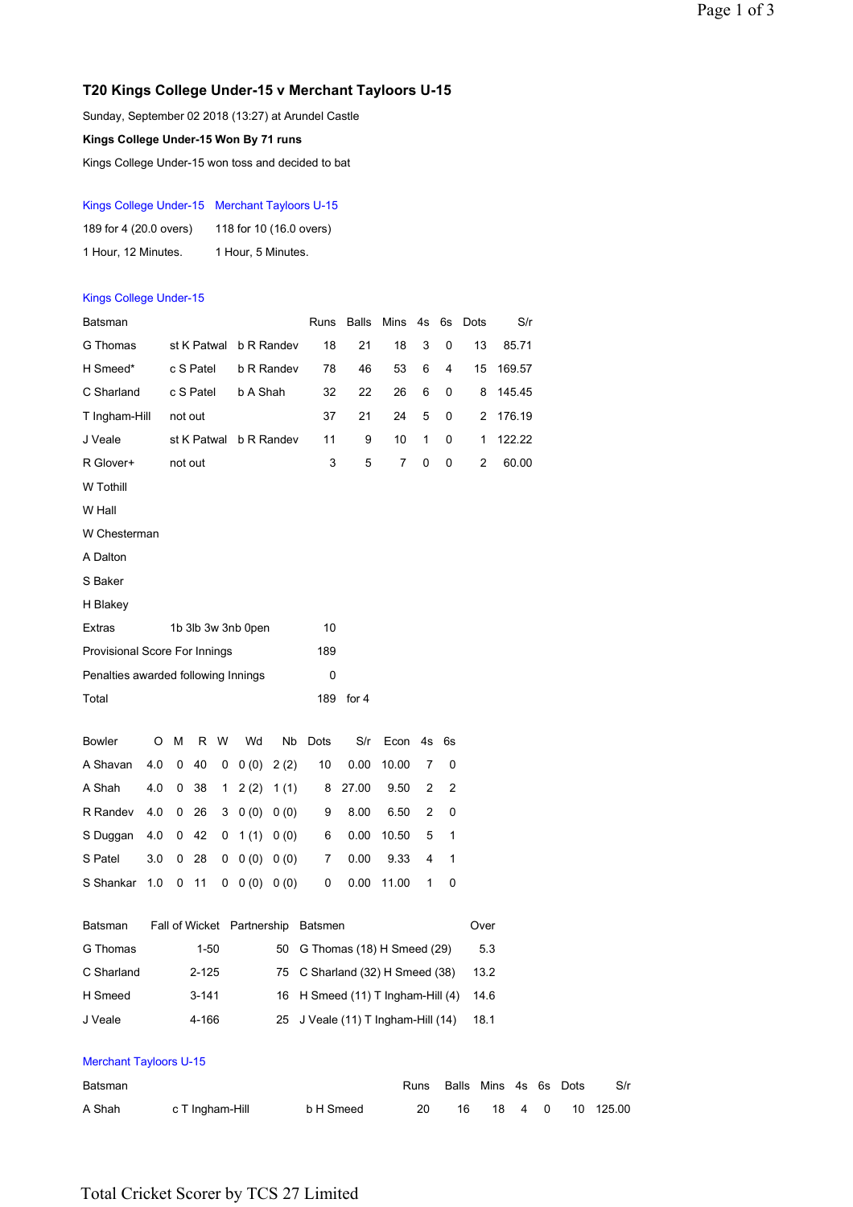# T20 Kings College Under-15 v Merchant Tayloors U-15

Sunday, September 02 2018 (13:27) at Arundel Castle

**Kings College Under-15 Won By 71 runs**

Kings College Under-15 won toss and decided to bat

| Kings College Under-15 | Merchant Tayloors U-15 |
|---|---|
| 189 for 4 (20.0 overs) | 118 for 10 (16.0 overs) |
| 1 Hour, 12 Minutes. | 1 Hour, 5 Minutes. |

## Kings College Under-15

| Batsman | | | Runs | Balls | Mins | 4s | 6s | Dots | S/r |
|---|---|---|---|---|---|---|---|---|---|
| G Thomas | st K Patwal | b R Randev | 18 | 21 | 18 | 3 | 0 | 13 | 85.71 |
| H Smeed* | c S Patel | b R Randev | 78 | 46 | 53 | 6 | 4 | 15 | 169.57 |
| C Sharland | c S Patel | b A Shah | 32 | 22 | 26 | 6 | 0 | 8 | 145.45 |
| T Ingham-Hill | not out | | 37 | 21 | 24 | 5 | 0 | 2 | 176.19 |
| J Veale | st K Patwal | b R Randev | 11 | 9 | 10 | 1 | 0 | 1 | 122.22 |
| R Glover+ | not out | | 3 | 5 | 7 | 0 | 0 | 2 | 60.00 |
| W Tothill | | | | | | | | | |
| W Hall | | | | | | | | | |
| W Chesterman | | | | | | | | | |
| A Dalton | | | | | | | | | |
| S Baker | | | | | | | | | |
| H Blakey | | | | | | | | | |
| Extras | 1b 3lb 3w 3nb 0pen | | 10 | | | | | | |
| Provisional Score For Innings | | | 189 | | | | | | |
| Penalties awarded following Innings | | | 0 | | | | | | |
| Total | | | 189 | for 4 | | | | | |

| Bowler | O | M | R | W | Wd | Nb | Dots | S/r | Econ | 4s | 6s |
|---|---|---|---|---|---|---|---|---|---|---|---|
| A Shavan | 4.0 | 0 | 40 | 0 | 0 (0) | 2 (2) | 10 | 0.00 | 10.00 | 7 | 0 |
| A Shah | 4.0 | 0 | 38 | 1 | 2 (2) | 1 (1) | 8 | 27.00 | 9.50 | 2 | 2 |
| R Randev | 4.0 | 0 | 26 | 3 | 0 (0) | 0 (0) | 9 | 8.00 | 6.50 | 2 | 0 |
| S Duggan | 4.0 | 0 | 42 | 0 | 1 (1) | 0 (0) | 6 | 0.00 | 10.50 | 5 | 1 |
| S Patel | 3.0 | 0 | 28 | 0 | 0 (0) | 0 (0) | 7 | 0.00 | 9.33 | 4 | 1 |
| S Shankar | 1.0 | 0 | 11 | 0 | 0 (0) | 0 (0) | 0 | 0.00 | 11.00 | 1 | 0 |

| Batsman | Fall of Wicket | Partnership | Batsmen | Over |
|---|---|---|---|---|
| G Thomas | 1-50 | 50 | G Thomas (18) H Smeed (29) | 5.3 |
| C Sharland | 2-125 | 75 | C Sharland (32) H Smeed (38) | 13.2 |
| H Smeed | 3-141 | 16 | H Smeed (11) T Ingham-Hill (4) | 14.6 |
| J Veale | 4-166 | 25 | J Veale (11) T Ingham-Hill (14) | 18.1 |

## Merchant Tayloors U-15

| Batsman | | | Runs | Balls | Mins | 4s | 6s | Dots | S/r |
|---|---|---|---|---|---|---|---|---|---|
| A Shah | c T Ingham-Hill | b H Smeed | 20 | 16 | 18 | 4 | 0 | 10 | 125.00 |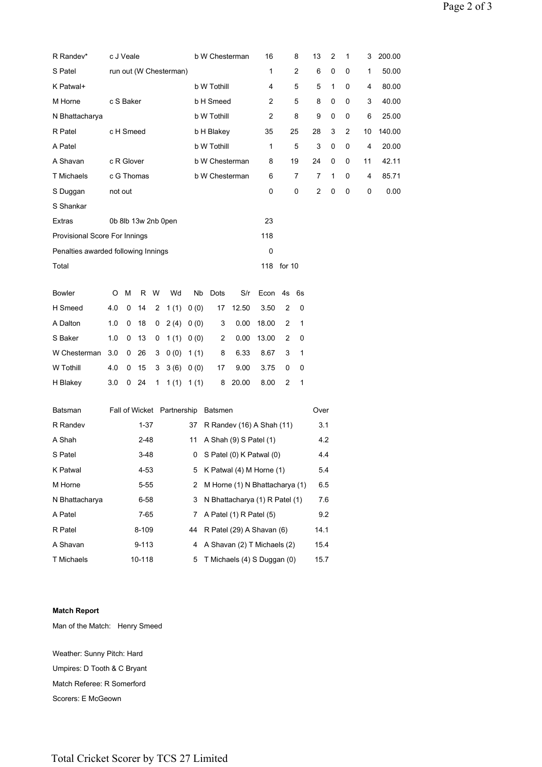| | | | | | | | | | |
|---|---|---|---|---|---|---|---|---|---|
| R Randev* | c J Veale | b W Chesterman | 16 | 8 | 13 | 2 | 1 | 3 | 200.00 |
| S Patel | run out (W Chesterman) | | 1 | 2 | 6 | 0 | 0 | 1 | 50.00 |
| K Patwal+ | | b W Tothill | 4 | 5 | 5 | 1 | 0 | 4 | 80.00 |
| M Horne | c S Baker | b H Smeed | 2 | 5 | 8 | 0 | 0 | 3 | 40.00 |
| N Bhattacharya | | b W Tothill | 2 | 8 | 9 | 0 | 0 | 6 | 25.00 |
| R Patel | c H Smeed | b H Blakey | 35 | 25 | 28 | 3 | 2 | 10 | 140.00 |
| A Patel | | b W Tothill | 1 | 5 | 3 | 0 | 0 | 4 | 20.00 |
| A Shavan | c R Glover | b W Chesterman | 8 | 19 | 24 | 0 | 0 | 11 | 42.11 |
| T Michaels | c G Thomas | b W Chesterman | 6 | 7 | 7 | 1 | 0 | 4 | 85.71 |
| S Duggan | not out | | 0 | 0 | 2 | 0 | 0 | 0 | 0.00 |
| S Shankar | | | | | | | | | |
| Extras | 0b 8lb 13w 2nb 0pen | | 23 | | | | | | |
| Provisional Score For Innings | | | 118 | | | | | | |
| Penalties awarded following Innings | | | 0 | | | | | | |
| Total | | | 118 | for 10 | | | | | |

| Bowler | O | M | R | W | Wd | Nb | Dots | S/r | Econ | 4s | 6s |
|---|---|---|---|---|---|---|---|---|---|---|---|
| H Smeed | 4.0 | 0 | 14 | 2 | 1 (1) | 0 (0) | 17 | 12.50 | 3.50 | 2 | 0 |
| A Dalton | 1.0 | 0 | 18 | 0 | 2 (4) | 0 (0) | 3 | 0.00 | 18.00 | 2 | 1 |
| S Baker | 1.0 | 0 | 13 | 0 | 1 (1) | 0 (0) | 2 | 0.00 | 13.00 | 2 | 0 |
| W Chesterman | 3.0 | 0 | 26 | 3 | 0 (0) | 1 (1) | 8 | 6.33 | 8.67 | 3 | 1 |
| W Tothill | 4.0 | 0 | 15 | 3 | 3 (6) | 0 (0) | 17 | 9.00 | 3.75 | 0 | 0 |
| H Blakey | 3.0 | 0 | 24 | 1 | 1 (1) | 1 (1) | 8 | 20.00 | 8.00 | 2 | 1 |

| Batsman | Fall of Wicket | Partnership | Batsmen | Over |
|---|---|---|---|---|
| R Randev | 1-37 | 37 | R Randev (16) A Shah (11) | 3.1 |
| A Shah | 2-48 | 11 | A Shah (9) S Patel (1) | 4.2 |
| S Patel | 3-48 | 0 | S Patel (0) K Patwal (0) | 4.4 |
| K Patwal | 4-53 | 5 | K Patwal (4) M Horne (1) | 5.4 |
| M Horne | 5-55 | 2 | M Horne (1) N Bhattacharya (1) | 6.5 |
| N Bhattacharya | 6-58 | 3 | N Bhattacharya (1) R Patel (1) | 7.6 |
| A Patel | 7-65 | 7 | A Patel (1) R Patel (5) | 9.2 |
| R Patel | 8-109 | 44 | R Patel (29) A Shavan (6) | 14.1 |
| A Shavan | 9-113 | 4 | A Shavan (2) T Michaels (2) | 15.4 |
| T Michaels | 10-118 | 5 | T Michaels (4) S Duggan (0) | 15.7 |

**Match Report**

Man of the Match: Henry Smeed

Weather: Sunny Pitch: Hard

Umpires: D Tooth & C Bryant

Match Referee: R Somerford

Scorers: E McGeown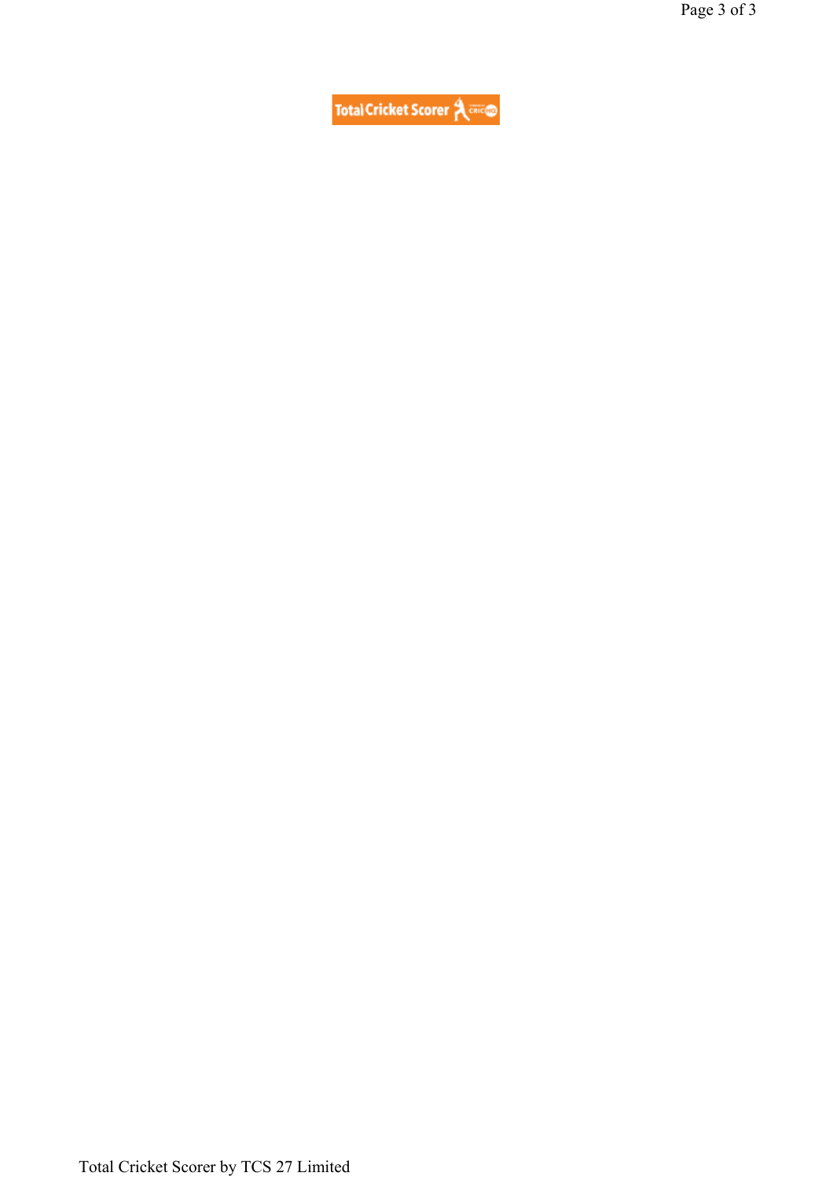Total Cricket Scorer by TCS 27 Limited